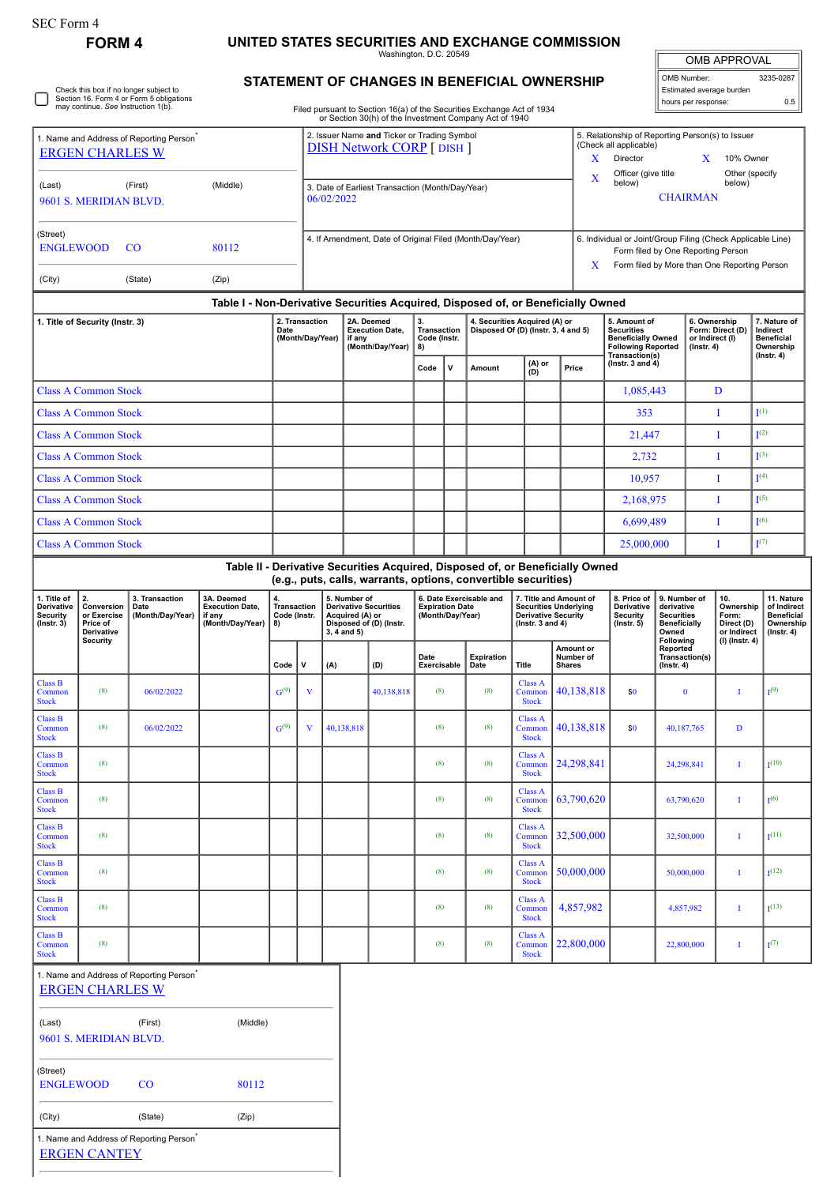SEC Form 4

**FORM 4**

# UNITED STATES SECURITIES AND EXCHANGE COMMISSION

Washington, D.C. 20549

## STATEMENT OF CHANGES IN BENEFICIAL OWNERSHIP

Filed pursuant to Section 16(a) of the Securities Exchange Act of 1934 or Section 30(h) of the Investment Company Act of 1940

| OMB APPROVAL | |
|---|---|
| OMB Number: | 3235-0287 |
| Estimated average burden | |
| hours per response: | 0.5 |

☐ Check this box if no longer subject to Section 16. Form 4 or Form 5 obligations may continue. *See* Instruction 1(b).

1. Name and Address of Reporting Person*
ERGEN CHARLES W

(Last) (First) (Middle)
9601 S. MERIDIAN BLVD.

(Street)
ENGLEWOOD CO 80112

(City) (State) (Zip)

2. Issuer Name **and** Ticker or Trading Symbol
DISH Network CORP [ DISH ]

3. Date of Earliest Transaction (Month/Day/Year)
06/02/2022

4. If Amendment, Date of Original Filed (Month/Day/Year)

5. Relationship of Reporting Person(s) to Issuer (Check all applicable)
X Director
X 10% Owner
X Officer (give title below)
Other (specify below)
CHAIRMAN

6. Individual or Joint/Group Filing (Check Applicable Line)
Form filed by One Reporting Person
X Form filed by More than One Reporting Person

**Table I - Non-Derivative Securities Acquired, Disposed of, or Beneficially Owned**

| 1. Title of Security (Instr. 3) | 2. Transaction Date (Month/Day/Year) | 2A. Deemed Execution Date, if any (Month/Day/Year) | 3. Transaction Code (Instr. 8) | | 4. Securities Acquired (A) or Disposed Of (D) (Instr. 3, 4 and 5) | | | 5. Amount of Securities Beneficially Owned Following Reported Transaction(s) (Instr. 3 and 4) | 6. Ownership Form: Direct (D) or Indirect (I) (Instr. 4) | 7. Nature of Indirect Beneficial Ownership (Instr. 4) |
|---|---|---|---|---|---|---|---|---|---|---|
| | | | Code | V | Amount | (A) or (D) | Price | | | |
| Class A Common Stock | | | | | | | | 1,085,443 | D | |
| Class A Common Stock | | | | | | | | 353 | I | I[1] |
| Class A Common Stock | | | | | | | | 21,447 | I | I[2] |
| Class A Common Stock | | | | | | | | 2,732 | I | I[3] |
| Class A Common Stock | | | | | | | | 10,957 | I | I[4] |
| Class A Common Stock | | | | | | | | 2,168,975 | I | I[5] |
| Class A Common Stock | | | | | | | | 6,699,489 | I | I[6] |
| Class A Common Stock | | | | | | | | 25,000,000 | I | I[7] |

**Table II - Derivative Securities Acquired, Disposed of, or Beneficially Owned (e.g., puts, calls, warrants, options, convertible securities)**

| 1. Title of Derivative Security (Instr. 3) | 2. Conversion or Exercise Price of Derivative Security | 3. Transaction Date (Month/Day/Year) | 3A. Deemed Execution Date, if any (Month/Day/Year) | 4. Transaction Code (Instr. 8) | | 5. Number of Derivative Securities Acquired (A) or Disposed of (D) (Instr. 3, 4 and 5) | | 6. Date Exercisable and Expiration Date (Month/Day/Year) | | 7. Title and Amount of Securities Underlying Derivative Security (Instr. 3 and 4) | | 8. Price of Derivative Security (Instr. 5) | 9. Number of derivative Securities Beneficially Owned Following Reported Transaction(s) (Instr. 4) | 10. Ownership Form: Direct (D) or Indirect (I) (Instr. 4) | 11. Nature of Indirect Beneficial Ownership (Instr. 4) |
|---|---|---|---|---|---|---|---|---|---|---|---|---|---|---|---|
| | | | | Code | V | (A) | (D) | Date Exercisable | Expiration Date | Title | Amount or Number of Shares | | | | |
| Class B Common Stock | (8) | 06/02/2022 | | G[9] | V | | 40,138,818 | (8) | (8) | Class A Common Stock | 40,138,818 | $0 | 0 | I | I[9] |
| Class B Common Stock | (8) | 06/02/2022 | | G[9] | V | 40,138,818 | | (8) | (8) | Class A Common Stock | 40,138,818 | $0 | 40,187,765 | D | |
| Class B Common Stock | (8) | | | | | | | (8) | (8) | Class A Common Stock | 24,298,841 | | 24,298,841 | I | I[10] |
| Class B Common Stock | (8) | | | | | | | (8) | (8) | Class A Common Stock | 63,790,620 | | 63,790,620 | I | I[6] |
| Class B Common Stock | (8) | | | | | | | (8) | (8) | Class A Common Stock | 32,500,000 | | 32,500,000 | I | I[11] |
| Class B Common Stock | (8) | | | | | | | (8) | (8) | Class A Common Stock | 50,000,000 | | 50,000,000 | I | I[12] |
| Class B Common Stock | (8) | | | | | | | (8) | (8) | Class A Common Stock | 4,857,982 | | 4,857,982 | I | I[13] |
| Class B Common Stock | (8) | | | | | | | (8) | (8) | Class A Common Stock | 22,800,000 | | 22,800,000 | I | I[7] |

1. Name and Address of Reporting Person*
ERGEN CHARLES W

(Last) (First) (Middle)
9601 S. MERIDIAN BLVD.

(Street)
ENGLEWOOD CO 80112

(City) (State) (Zip)

1. Name and Address of Reporting Person*
ERGEN CANTEY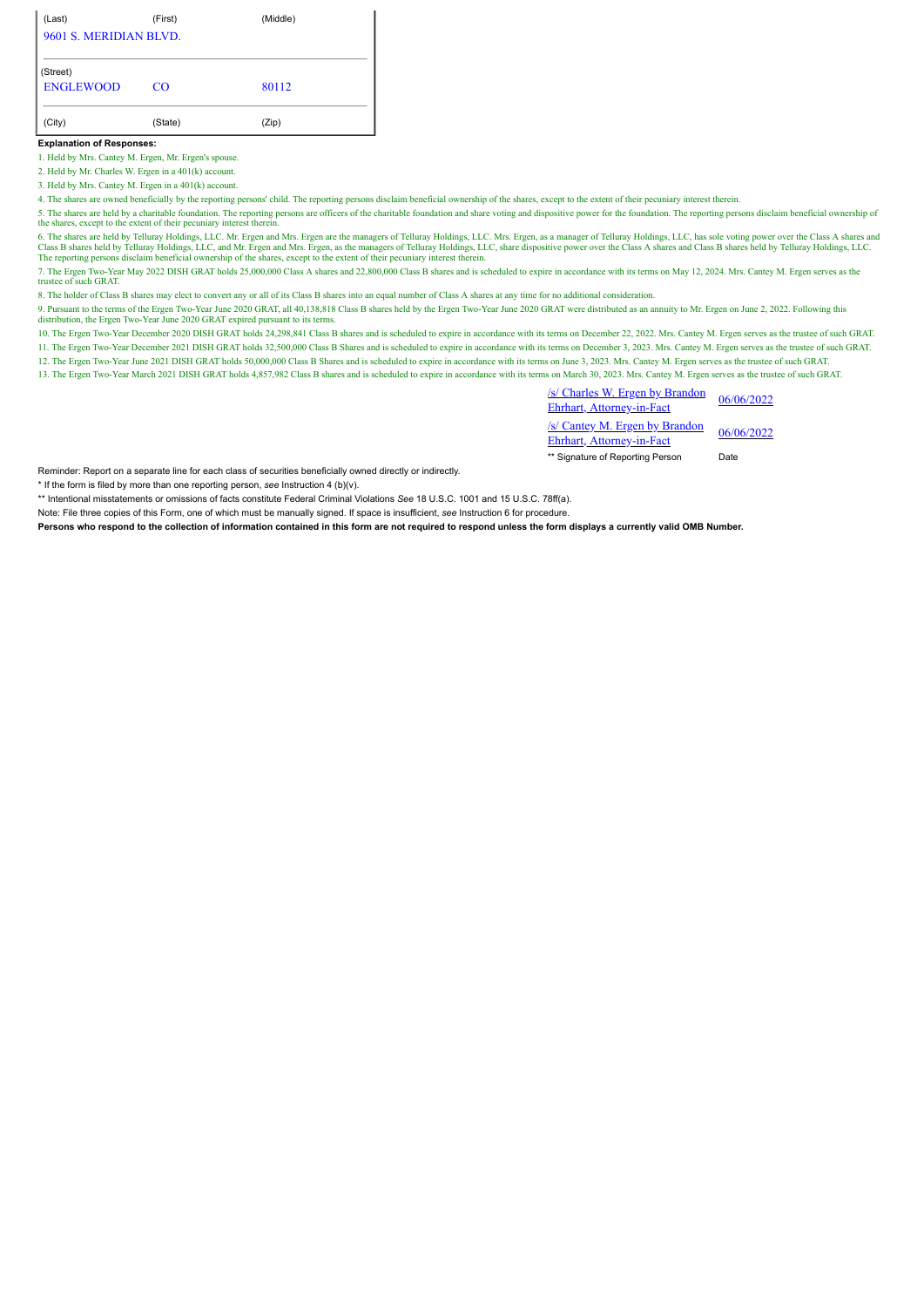| (Last) | (First) | (Middle) |
| --- | --- | --- |
| 9601 S. MERIDIAN BLVD. | | |
| (Street) | | |
| ENGLEWOOD | CO | 80112 |
| (City) | (State) | (Zip) |

**Explanation of Responses:**

1. Held by Mrs. Cantey M. Ergen, Mr. Ergen's spouse.
2. Held by Mr. Charles W. Ergen in a 401(k) account.
3. Held by Mrs. Cantey M. Ergen in a 401(k) account.
4. The shares are owned beneficially by the reporting persons' child. The reporting persons disclaim beneficial ownership of the shares, except to the extent of their pecuniary interest therein.
5. The shares are held by a charitable foundation. The reporting persons are officers of the charitable foundation and share voting and dispositive power for the foundation. The reporting persons disclaim beneficial ownership of the shares, except to the extent of their pecuniary interest therein.
6. The shares are held by Telluray Holdings, LLC. Mr. Ergen and Mrs. Ergen are the managers of Telluray Holdings, LLC. Mrs. Ergen, as a manager of Telluray Holdings, LLC, has sole voting power over the Class A shares and Class B shares held by Telluray Holdings, LLC, and Mr. Ergen and Mrs. Ergen, as the managers of Telluray Holdings, LLC, share dispositive power over the Class A shares and Class B shares held by Telluray Holdings, LLC. The reporting persons disclaim beneficial ownership of the shares, except to the extent of their pecuniary interest therein.
7. The Ergen Two-Year May 2022 DISH GRAT holds 25,000,000 Class A shares and 22,800,000 Class B shares and is scheduled to expire in accordance with its terms on May 12, 2024. Mrs. Cantey M. Ergen serves as the trustee of such GRAT.
8. The holder of Class B shares may elect to convert any or all of its Class B shares into an equal number of Class A shares at any time for no additional consideration.
9. Pursuant to the terms of the Ergen Two-Year June 2020 GRAT, all 40,138,818 Class B shares held by the Ergen Two-Year June 2020 GRAT were distributed as an annuity to Mr. Ergen on June 2, 2022. Following this distribution, the Ergen Two-Year June 2020 GRAT expired pursuant to its terms.
10. The Ergen Two-Year December 2020 DISH GRAT holds 24,298,841 Class B shares and is scheduled to expire in accordance with its terms on December 22, 2022. Mrs. Cantey M. Ergen serves as the trustee of such GRAT.
11. The Ergen Two-Year December 2021 DISH GRAT holds 32,500,000 Class B Shares and is scheduled to expire in accordance with its terms on December 3, 2023. Mrs. Cantey M. Ergen serves as the trustee of such GRAT.
12. The Ergen Two-Year June 2021 DISH GRAT holds 50,000,000 Class B Shares and is scheduled to expire in accordance with its terms on June 3, 2023. Mrs. Cantey M. Ergen serves as the trustee of such GRAT.
13. The Ergen Two-Year March 2021 DISH GRAT holds 4,857,982 Class B shares and is scheduled to expire in accordance with its terms on March 30, 2023. Mrs. Cantey M. Ergen serves as the trustee of such GRAT.

| | |
| --- | --- |
| /s/ Charles W. Ergen by Brandon Ehrhart, Attorney-in-Fact | 06/06/2022 |
| /s/ Cantey M. Ergen by Brandon Ehrhart, Attorney-in-Fact | 06/06/2022 |
| ** Signature of Reporting Person | Date |

Reminder: Report on a separate line for each class of securities beneficially owned directly or indirectly.

* If the form is filed by more than one reporting person, *see* Instruction 4 (b)(v).

** Intentional misstatements or omissions of facts constitute Federal Criminal Violations *See* 18 U.S.C. 1001 and 15 U.S.C. 78ff(a).

Note: File three copies of this Form, one of which must be manually signed. If space is insufficient, *see* Instruction 6 for procedure.

**Persons who respond to the collection of information contained in this form are not required to respond unless the form displays a currently valid OMB Number.**